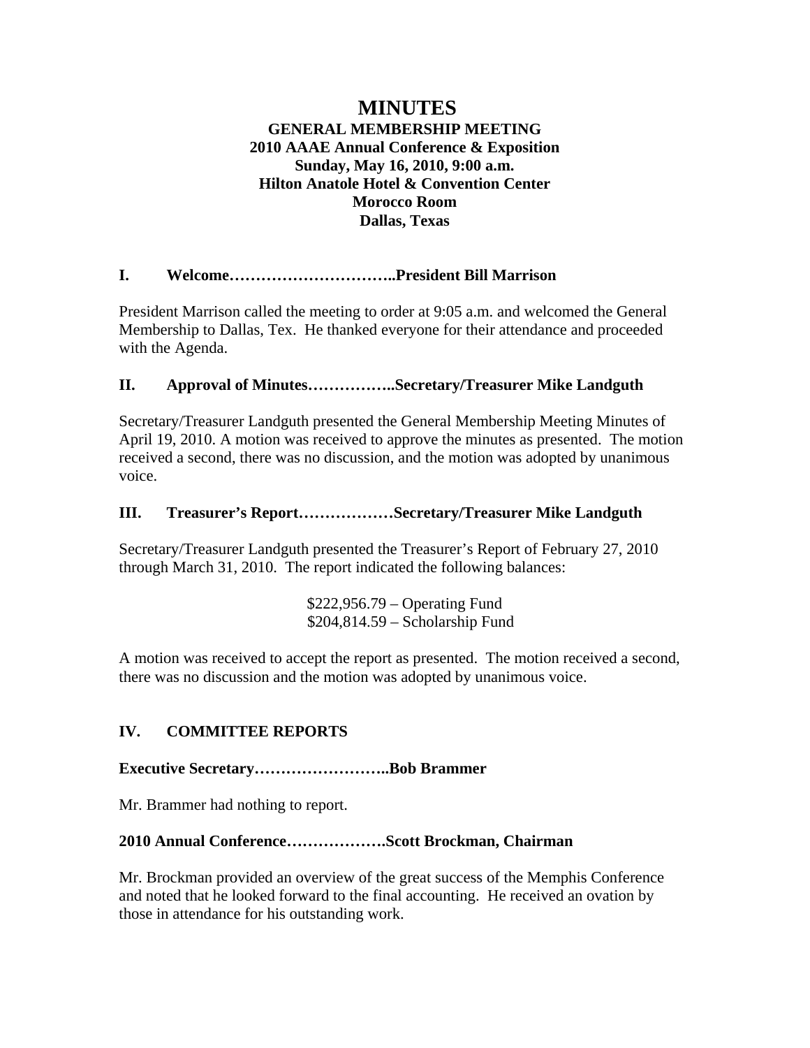# MINUTES

**GENERAL MEMBERSHIP MEETING**
**2010 AAAE Annual Conference & Exposition**
**Sunday, May 16, 2010, 9:00 a.m.**
**Hilton Anatole Hotel & Convention Center**
**Morocco Room**
**Dallas, Texas**

## I. Welcome…………………………..President Bill Marrison

President Marrison called the meeting to order at 9:05 a.m. and welcomed the General Membership to Dallas, Tex. He thanked everyone for their attendance and proceeded with the Agenda.

## II. Approval of Minutes……………..Secretary/Treasurer Mike Landguth

Secretary/Treasurer Landguth presented the General Membership Meeting Minutes of April 19, 2010. A motion was received to approve the minutes as presented. The motion received a second, there was no discussion, and the motion was adopted by unanimous voice.

## III. Treasurer's Report………………Secretary/Treasurer Mike Landguth

Secretary/Treasurer Landguth presented the Treasurer's Report of February 27, 2010 through March 31, 2010. The report indicated the following balances:

$222,956.79 – Operating Fund
$204,814.59 – Scholarship Fund

A motion was received to accept the report as presented. The motion received a second, there was no discussion and the motion was adopted by unanimous voice.

## IV. COMMITTEE REPORTS

**Executive Secretary……………………..Bob Brammer**

Mr. Brammer had nothing to report.

**2010 Annual Conference……………….Scott Brockman, Chairman**

Mr. Brockman provided an overview of the great success of the Memphis Conference and noted that he looked forward to the final accounting. He received an ovation by those in attendance for his outstanding work.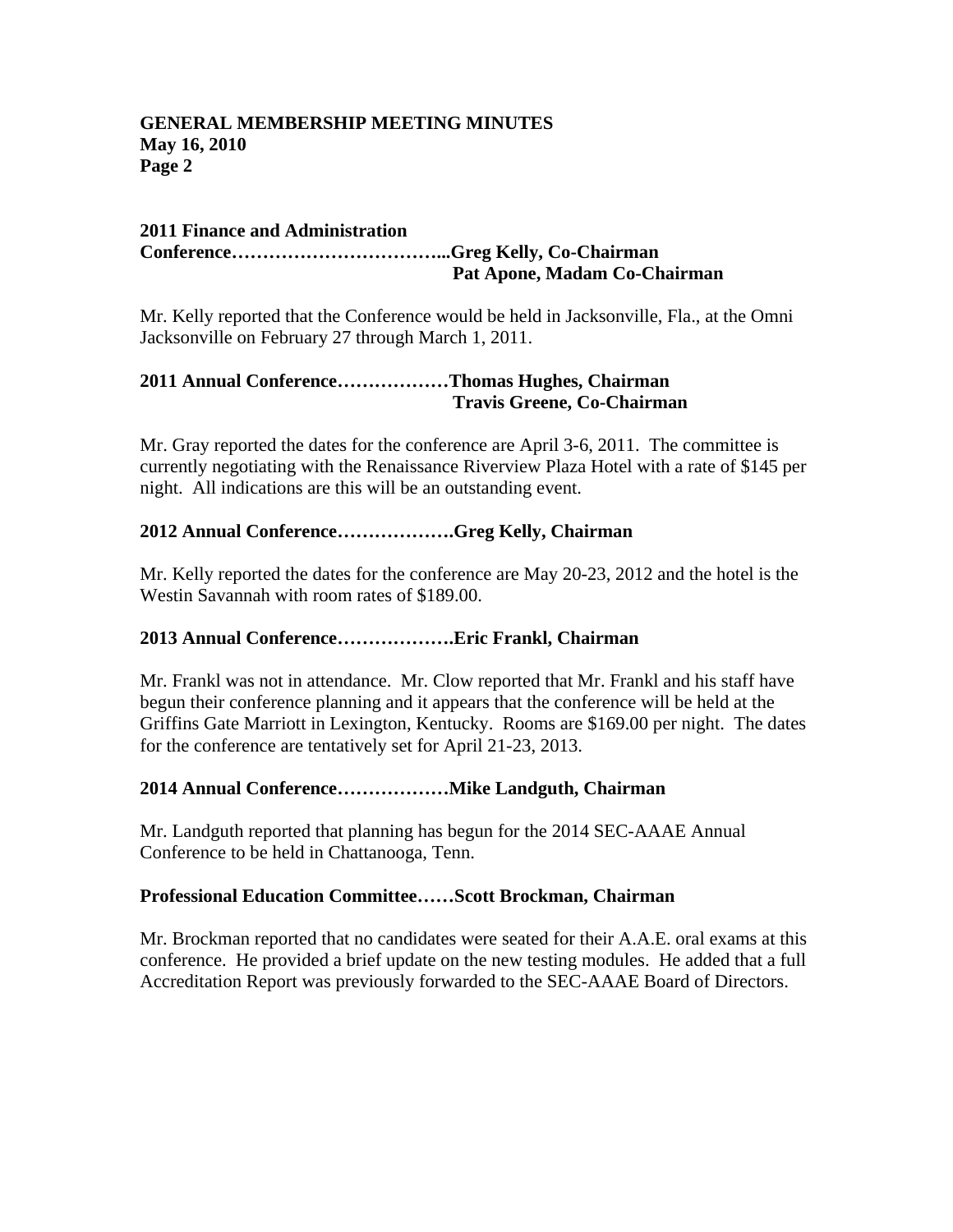**2011 Finance and Administration Conference……………………………...Greg Kelly, Co-Chairman**
**Pat Apone, Madam Co-Chairman**

Mr. Kelly reported that the Conference would be held in Jacksonville, Fla., at the Omni Jacksonville on February 27 through March 1, 2011.

**2011 Annual Conference………………Thomas Hughes, Chairman**
**Travis Greene, Co-Chairman**

Mr. Gray reported the dates for the conference are April 3-6, 2011. The committee is currently negotiating with the Renaissance Riverview Plaza Hotel with a rate of $145 per night. All indications are this will be an outstanding event.

**2012 Annual Conference……………….Greg Kelly, Chairman**

Mr. Kelly reported the dates for the conference are May 20-23, 2012 and the hotel is the Westin Savannah with room rates of $189.00.

**2013 Annual Conference……………….Eric Frankl, Chairman**

Mr. Frankl was not in attendance. Mr. Clow reported that Mr. Frankl and his staff have begun their conference planning and it appears that the conference will be held at the Griffins Gate Marriott in Lexington, Kentucky. Rooms are $169.00 per night. The dates for the conference are tentatively set for April 21-23, 2013.

**2014 Annual Conference………………Mike Landguth, Chairman**

Mr. Landguth reported that planning has begun for the 2014 SEC-AAAE Annual Conference to be held in Chattanooga, Tenn.

**Professional Education Committee……Scott Brockman, Chairman**

Mr. Brockman reported that no candidates were seated for their A.A.E. oral exams at this conference. He provided a brief update on the new testing modules. He added that a full Accreditation Report was previously forwarded to the SEC-AAAE Board of Directors.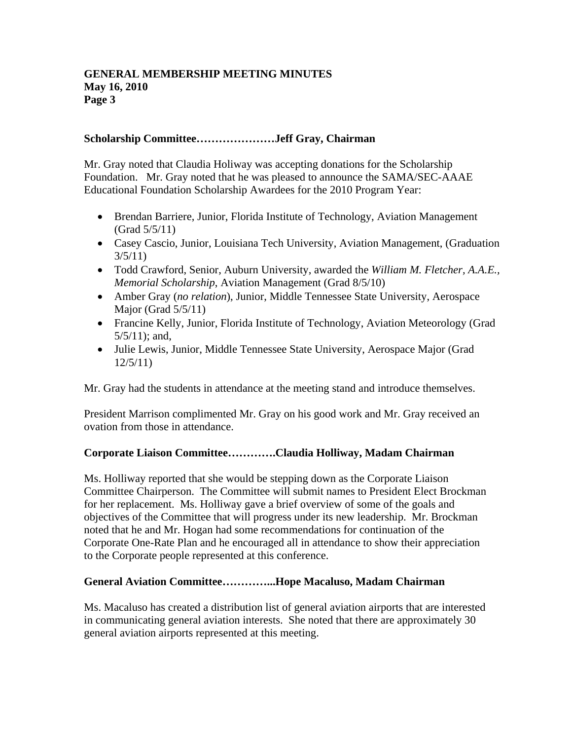**Scholarship Committee…………………Jeff Gray, Chairman**

Mr. Gray noted that Claudia Holiway was accepting donations for the Scholarship Foundation. Mr. Gray noted that he was pleased to announce the SAMA/SEC-AAAE Educational Foundation Scholarship Awardees for the 2010 Program Year:

- Brendan Barriere, Junior, Florida Institute of Technology, Aviation Management (Grad 5/5/11)
- Casey Cascio, Junior, Louisiana Tech University, Aviation Management, (Graduation 3/5/11)
- Todd Crawford, Senior, Auburn University, awarded the *William M. Fletcher, A.A.E., Memorial Scholarship*, Aviation Management (Grad 8/5/10)
- Amber Gray (*no relation*), Junior, Middle Tennessee State University, Aerospace Major (Grad 5/5/11)
- Francine Kelly, Junior, Florida Institute of Technology, Aviation Meteorology (Grad 5/5/11); and,
- Julie Lewis, Junior, Middle Tennessee State University, Aerospace Major (Grad 12/5/11)

Mr. Gray had the students in attendance at the meeting stand and introduce themselves.

President Marrison complimented Mr. Gray on his good work and Mr. Gray received an ovation from those in attendance.

**Corporate Liaison Committee………….Claudia Holliway, Madam Chairman**

Ms. Holliway reported that she would be stepping down as the Corporate Liaison Committee Chairperson. The Committee will submit names to President Elect Brockman for her replacement. Ms. Holliway gave a brief overview of some of the goals and objectives of the Committee that will progress under its new leadership. Mr. Brockman noted that he and Mr. Hogan had some recommendations for continuation of the Corporate One-Rate Plan and he encouraged all in attendance to show their appreciation to the Corporate people represented at this conference.

**General Aviation Committee…………...Hope Macaluso, Madam Chairman**

Ms. Macaluso has created a distribution list of general aviation airports that are interested in communicating general aviation interests. She noted that there are approximately 30 general aviation airports represented at this meeting.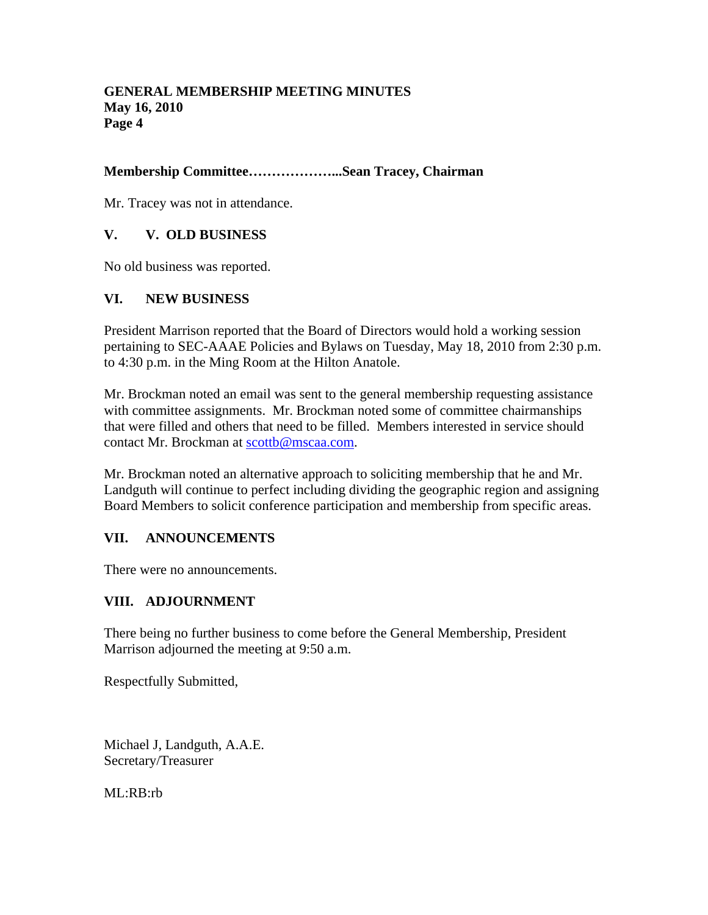**Membership Committee………………...Sean Tracey, Chairman**

Mr. Tracey was not in attendance.

## V. V. OLD BUSINESS

No old business was reported.

## VI. NEW BUSINESS

President Marrison reported that the Board of Directors would hold a working session pertaining to SEC-AAAE Policies and Bylaws on Tuesday, May 18, 2010 from 2:30 p.m. to 4:30 p.m. in the Ming Room at the Hilton Anatole.

Mr. Brockman noted an email was sent to the general membership requesting assistance with committee assignments. Mr. Brockman noted some of committee chairmanships that were filled and others that need to be filled. Members interested in service should contact Mr. Brockman at scottb@mscaa.com.

Mr. Brockman noted an alternative approach to soliciting membership that he and Mr. Landguth will continue to perfect including dividing the geographic region and assigning Board Members to solicit conference participation and membership from specific areas.

## VII. ANNOUNCEMENTS

There were no announcements.

## VIII. ADJOURNMENT

There being no further business to come before the General Membership, President Marrison adjourned the meeting at 9:50 a.m.

Respectfully Submitted,

Michael J, Landguth, A.A.E.
Secretary/Treasurer

ML:RB:rb